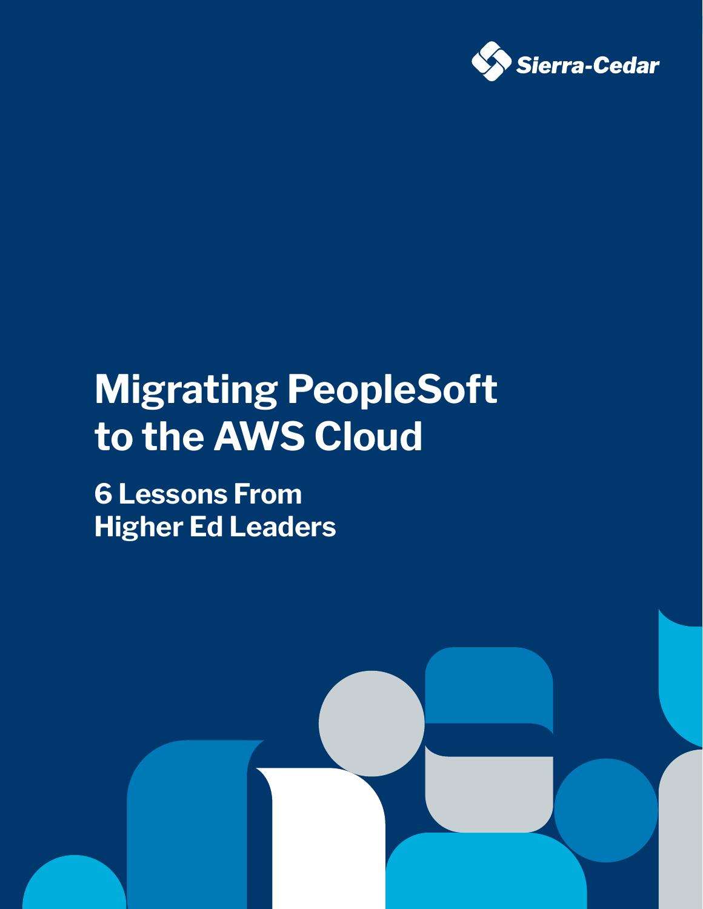Sierra-Cedar

# Migrating PeopleSoft to the AWS Cloud

## 6 Lessons From Higher Ed Leaders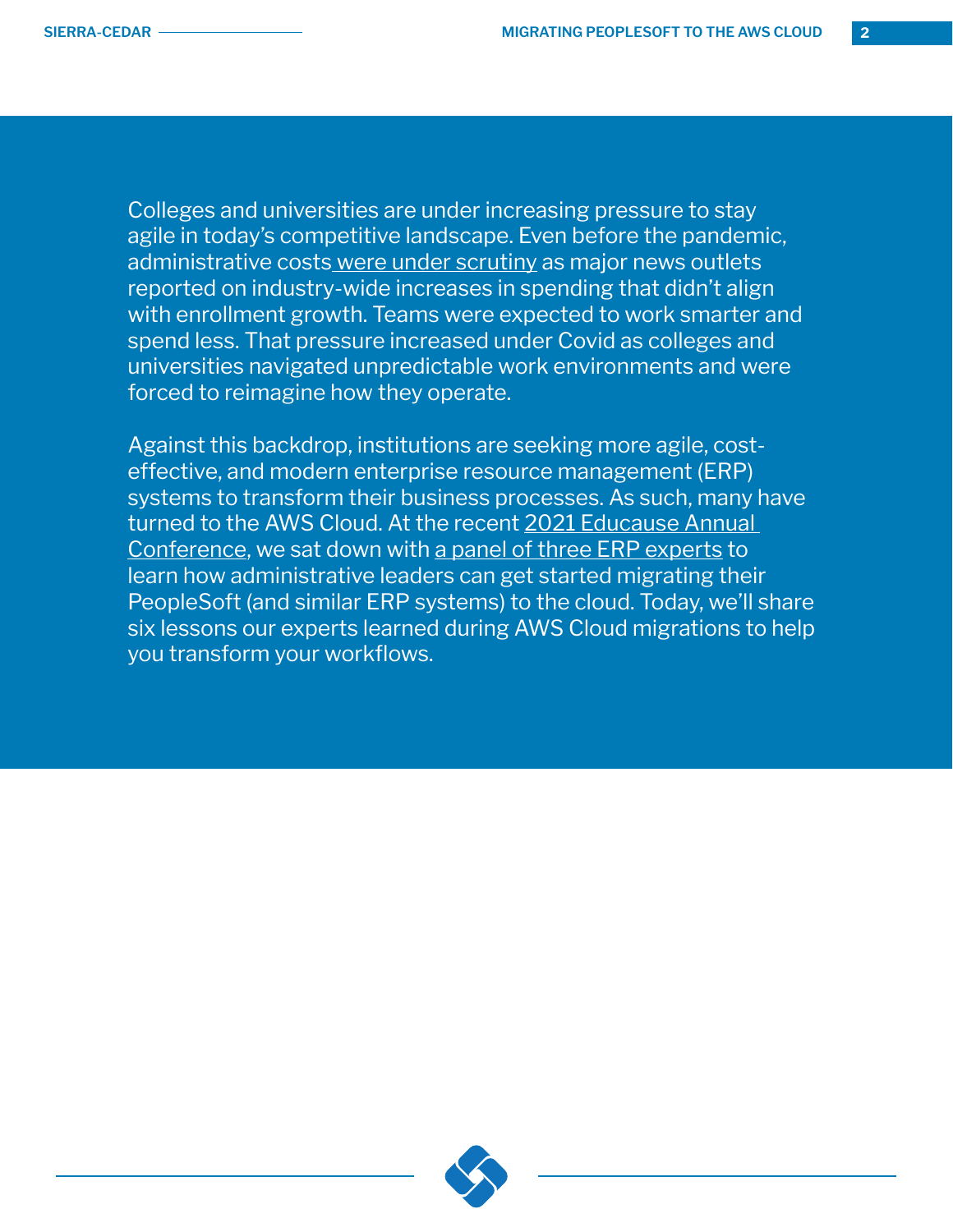Colleges and universities are under increasing pressure to stay agile in today's competitive landscape. Even before the pandemic, administrative costs were under scrutiny as major news outlets reported on industry-wide increases in spending that didn't align with enrollment growth. Teams were expected to work smarter and spend less. That pressure increased under Covid as colleges and universities navigated unpredictable work environments and were forced to reimagine how they operate.

Against this backdrop, institutions are seeking more agile, cost-effective, and modern enterprise resource management (ERP) systems to transform their business processes. As such, many have turned to the AWS Cloud. At the recent 2021 Educause Annual Conference, we sat down with a panel of three ERP experts to learn how administrative leaders can get started migrating their PeopleSoft (and similar ERP systems) to the cloud. Today, we'll share six lessons our experts learned during AWS Cloud migrations to help you transform your workflows.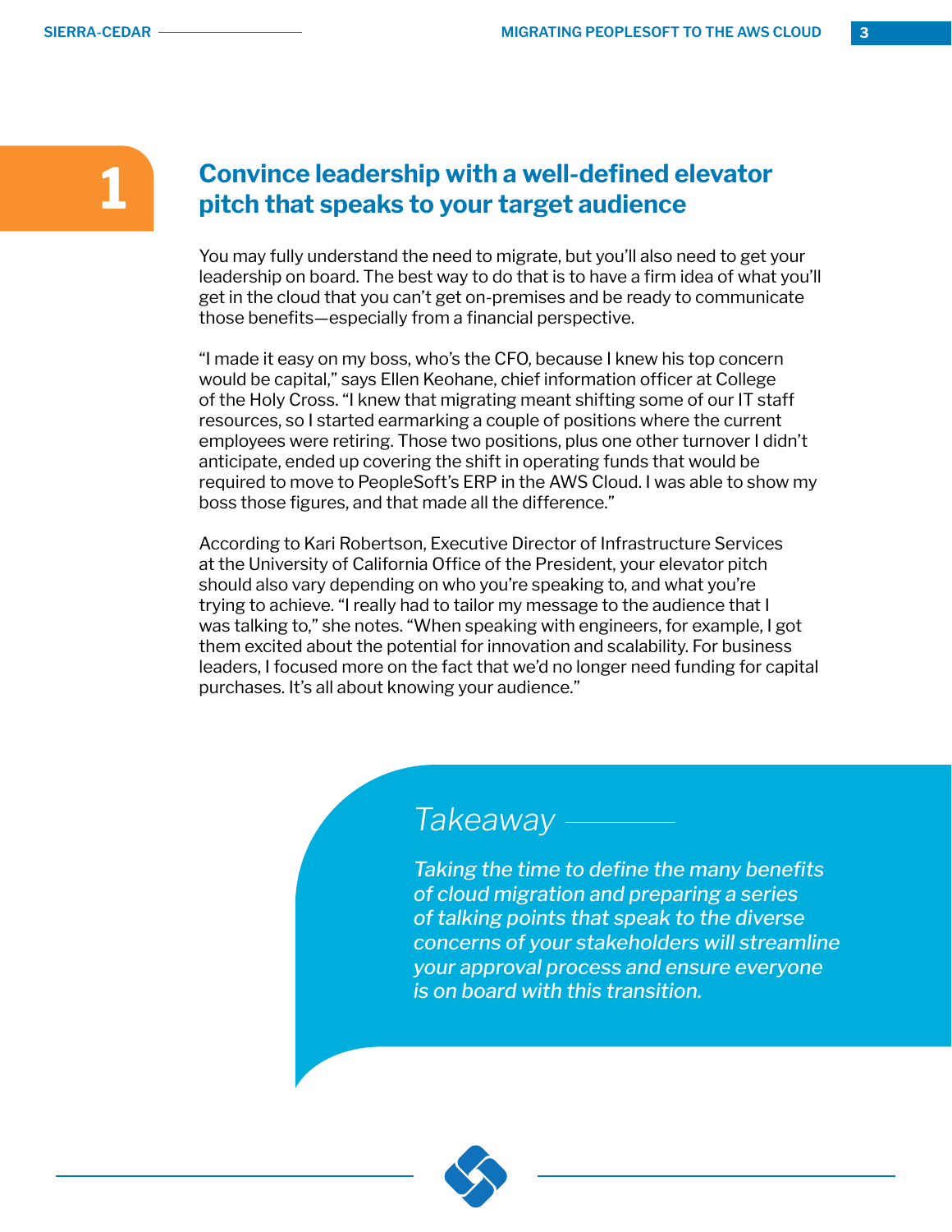## 1 Convince leadership with a well-defined elevator pitch that speaks to your target audience

You may fully understand the need to migrate, but you'll also need to get your leadership on board. The best way to do that is to have a firm idea of what you'll get in the cloud that you can't get on-premises and be ready to communicate those benefits—especially from a financial perspective.

"I made it easy on my boss, who's the CFO, because I knew his top concern would be capital," says Ellen Keohane, chief information officer at College of the Holy Cross. "I knew that migrating meant shifting some of our IT staff resources, so I started earmarking a couple of positions where the current employees were retiring. Those two positions, plus one other turnover I didn't anticipate, ended up covering the shift in operating funds that would be required to move to PeopleSoft's ERP in the AWS Cloud. I was able to show my boss those figures, and that made all the difference."

According to Kari Robertson, Executive Director of Infrastructure Services at the University of California Office of the President, your elevator pitch should also vary depending on who you're speaking to, and what you're trying to achieve. "I really had to tailor my message to the audience that I was talking to," she notes. "When speaking with engineers, for example, I got them excited about the potential for innovation and scalability. For business leaders, I focused more on the fact that we'd no longer need funding for capital purchases. It's all about knowing your audience."

### *Takeaway*

*Taking the time to define the many benefits of cloud migration and preparing a series of talking points that speak to the diverse concerns of your stakeholders will streamline your approval process and ensure everyone is on board with this transition.*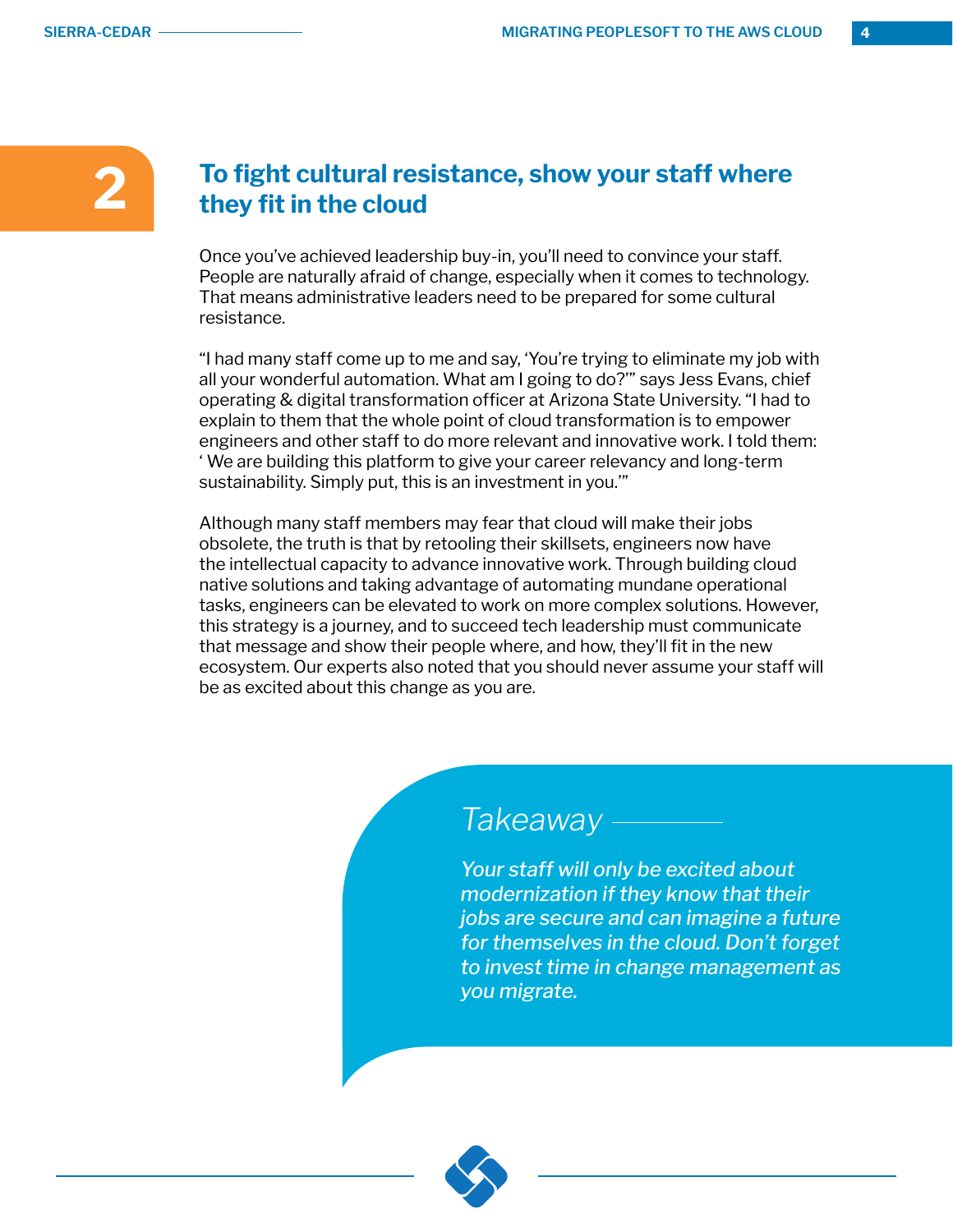## 2 To fight cultural resistance, show your staff where they fit in the cloud

Once you've achieved leadership buy-in, you'll need to convince your staff. People are naturally afraid of change, especially when it comes to technology. That means administrative leaders need to be prepared for some cultural resistance.

"I had many staff come up to me and say, 'You're trying to eliminate my job with all your wonderful automation. What am I going to do?'" says Jess Evans, chief operating & digital transformation officer at Arizona State University. "I had to explain to them that the whole point of cloud transformation is to empower engineers and other staff to do more relevant and innovative work. I told them: ' We are building this platform to give your career relevancy and long-term sustainability. Simply put, this is an investment in you.'"

Although many staff members may fear that cloud will make their jobs obsolete, the truth is that by retooling their skillsets, engineers now have the intellectual capacity to advance innovative work. Through building cloud native solutions and taking advantage of automating mundane operational tasks, engineers can be elevated to work on more complex solutions. However, this strategy is a journey, and to succeed tech leadership must communicate that message and show their people where, and how, they'll fit in the new ecosystem. Our experts also noted that you should never assume your staff will be as excited about this change as you are.

*Takeaway*

*Your staff will only be excited about modernization if they know that their jobs are secure and can imagine a future for themselves in the cloud. Don't forget to invest time in change management as you migrate.*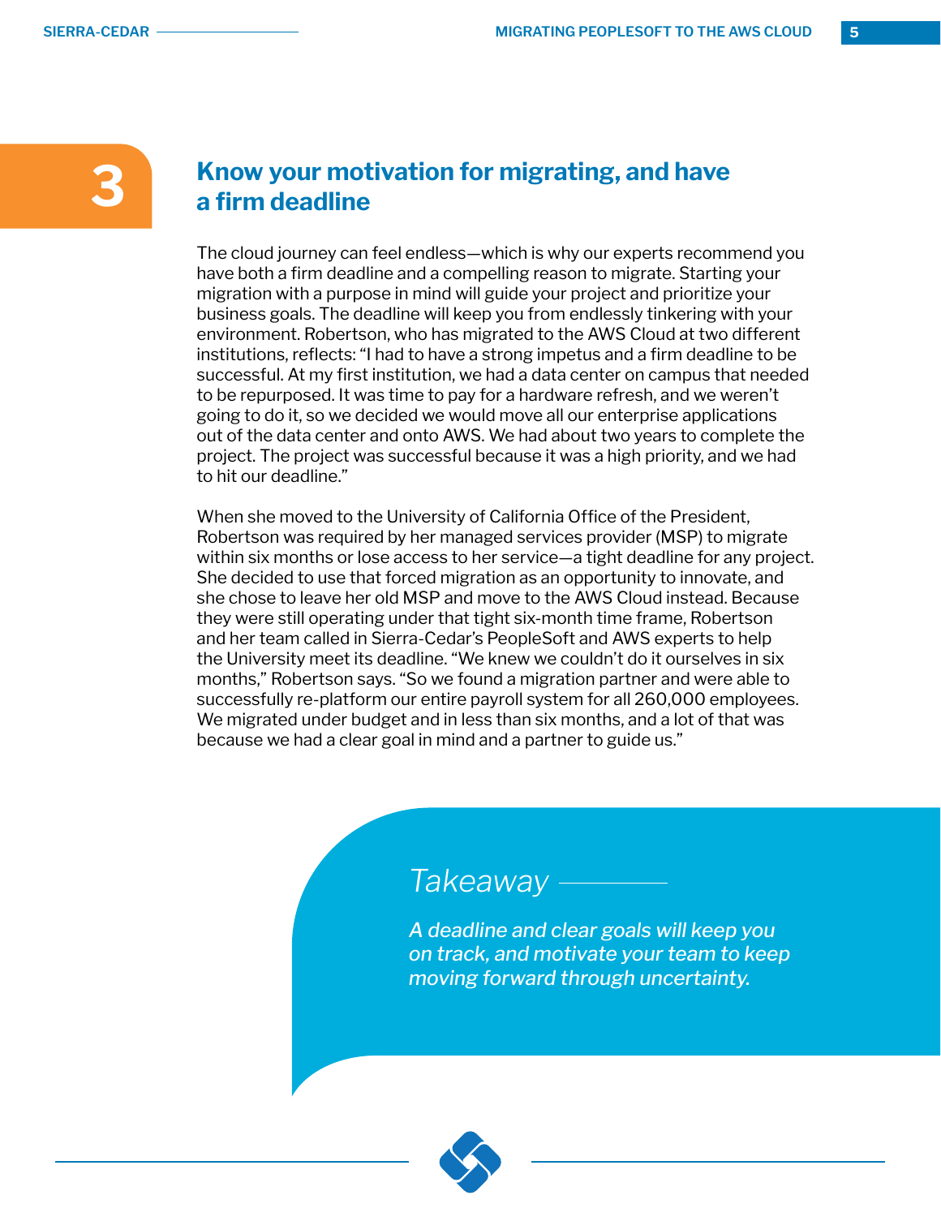## 3 Know your motivation for migrating, and have a firm deadline

The cloud journey can feel endless—which is why our experts recommend you have both a firm deadline and a compelling reason to migrate. Starting your migration with a purpose in mind will guide your project and prioritize your business goals. The deadline will keep you from endlessly tinkering with your environment. Robertson, who has migrated to the AWS Cloud at two different institutions, reflects: "I had to have a strong impetus and a firm deadline to be successful. At my first institution, we had a data center on campus that needed to be repurposed. It was time to pay for a hardware refresh, and we weren't going to do it, so we decided we would move all our enterprise applications out of the data center and onto AWS. We had about two years to complete the project. The project was successful because it was a high priority, and we had to hit our deadline."

When she moved to the University of California Office of the President, Robertson was required by her managed services provider (MSP) to migrate within six months or lose access to her service—a tight deadline for any project. She decided to use that forced migration as an opportunity to innovate, and she chose to leave her old MSP and move to the AWS Cloud instead. Because they were still operating under that tight six-month time frame, Robertson and her team called in Sierra-Cedar's PeopleSoft and AWS experts to help the University meet its deadline. "We knew we couldn't do it ourselves in six months," Robertson says. "So we found a migration partner and were able to successfully re-platform our entire payroll system for all 260,000 employees. We migrated under budget and in less than six months, and a lot of that was because we had a clear goal in mind and a partner to guide us."

*Takeaway*

***A deadline and clear goals will keep you on track, and motivate your team to keep moving forward through uncertainty.***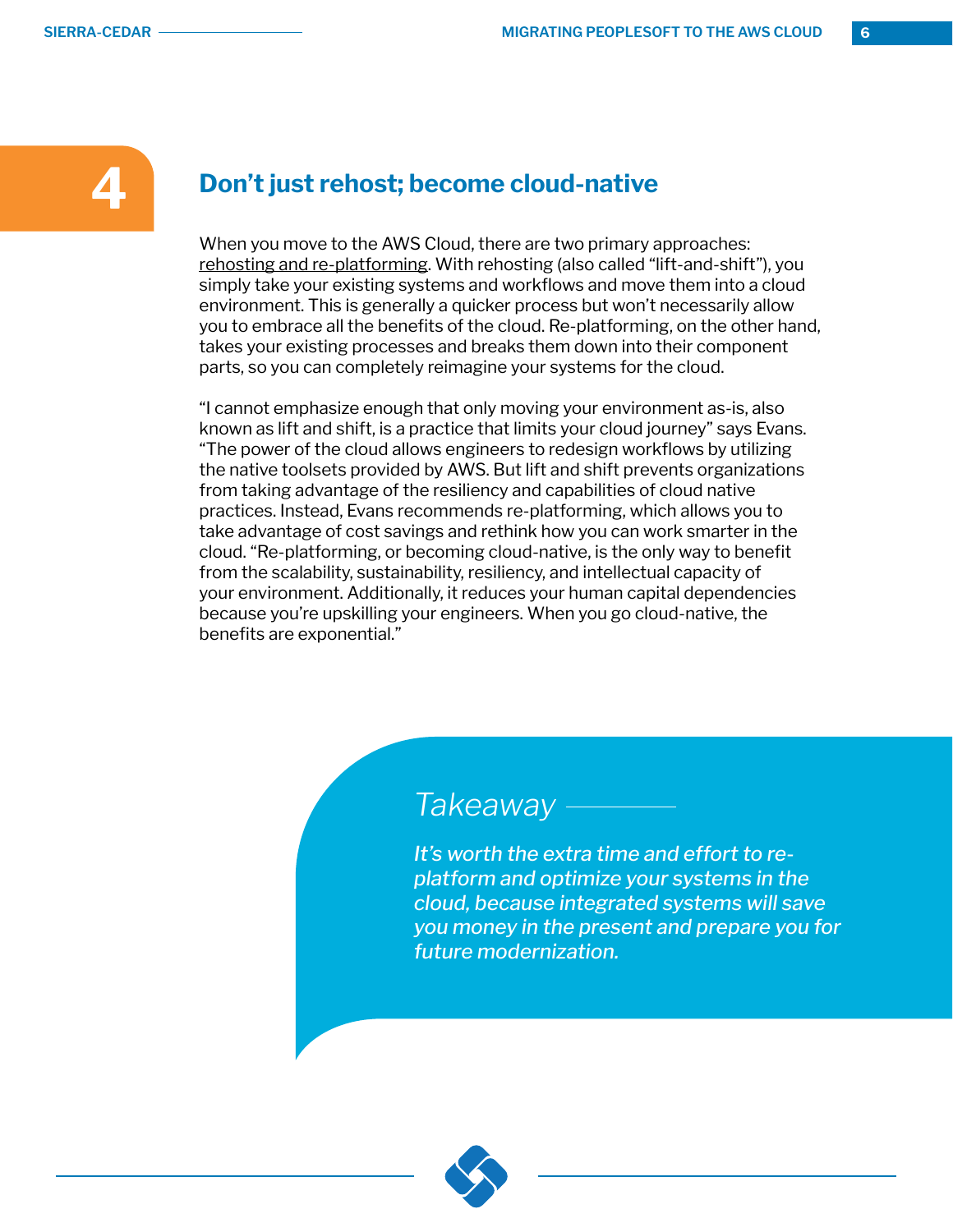## 4 Don't just rehost; become cloud-native

When you move to the AWS Cloud, there are two primary approaches: rehosting and re-platforming. With rehosting (also called "lift-and-shift"), you simply take your existing systems and workflows and move them into a cloud environment. This is generally a quicker process but won't necessarily allow you to embrace all the benefits of the cloud. Re-platforming, on the other hand, takes your existing processes and breaks them down into their component parts, so you can completely reimagine your systems for the cloud.

"I cannot emphasize enough that only moving your environment as-is, also known as lift and shift, is a practice that limits your cloud journey" says Evans. "The power of the cloud allows engineers to redesign workflows by utilizing the native toolsets provided by AWS. But lift and shift prevents organizations from taking advantage of the resiliency and capabilities of cloud native practices. Instead, Evans recommends re-platforming, which allows you to take advantage of cost savings and rethink how you can work smarter in the cloud. "Re-platforming, or becoming cloud-native, is the only way to benefit from the scalability, sustainability, resiliency, and intellectual capacity of your environment. Additionally, it reduces your human capital dependencies because you're upskilling your engineers. When you go cloud-native, the benefits are exponential."

*Takeaway*

*It's worth the extra time and effort to re-platform and optimize your systems in the cloud, because integrated systems will save you money in the present and prepare you for future modernization.*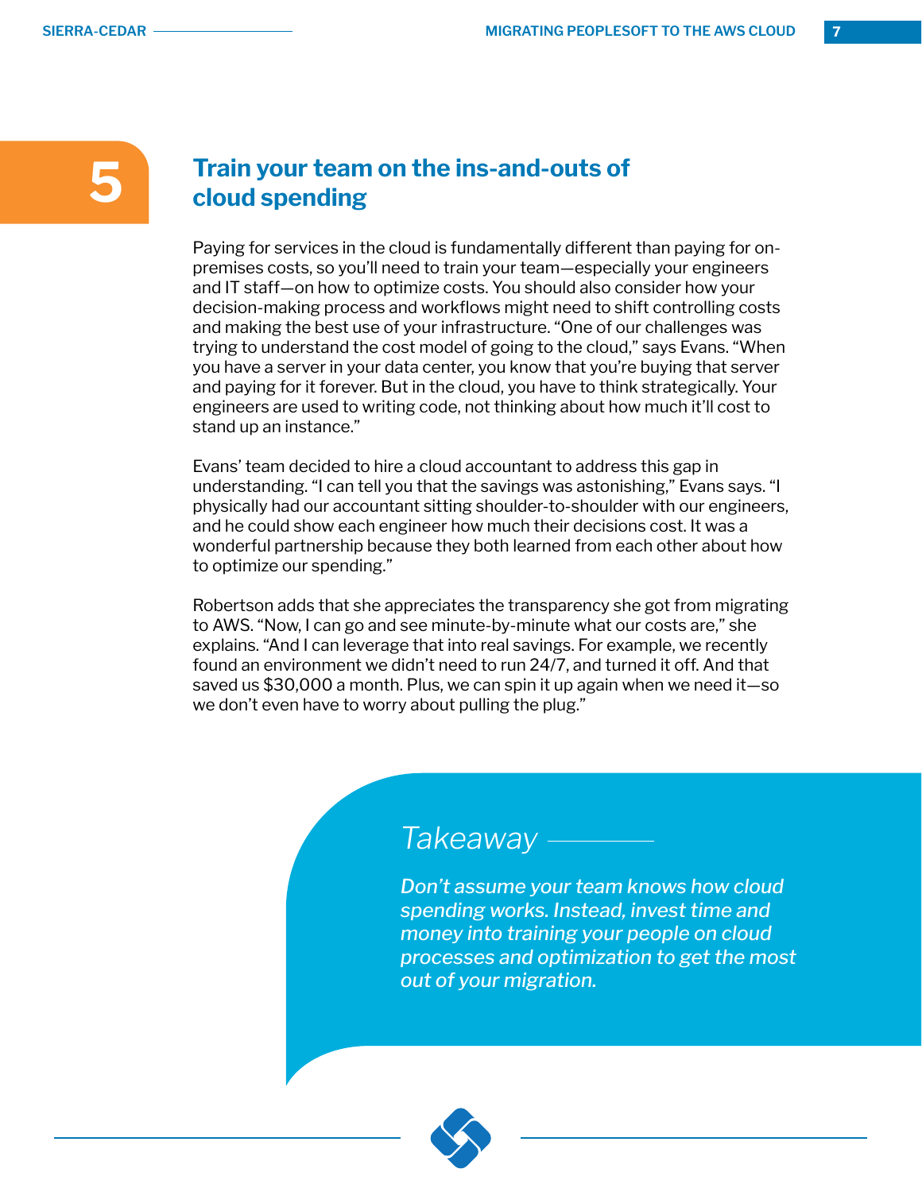## 5 Train your team on the ins-and-outs of cloud spending

Paying for services in the cloud is fundamentally different than paying for on-premises costs, so you'll need to train your team—especially your engineers and IT staff—on how to optimize costs. You should also consider how your decision-making process and workflows might need to shift controlling costs and making the best use of your infrastructure. "One of our challenges was trying to understand the cost model of going to the cloud," says Evans. "When you have a server in your data center, you know that you're buying that server and paying for it forever. But in the cloud, you have to think strategically. Your engineers are used to writing code, not thinking about how much it'll cost to stand up an instance."

Evans' team decided to hire a cloud accountant to address this gap in understanding. "I can tell you that the savings was astonishing," Evans says. "I physically had our accountant sitting shoulder-to-shoulder with our engineers, and he could show each engineer how much their decisions cost. It was a wonderful partnership because they both learned from each other about how to optimize our spending."

Robertson adds that she appreciates the transparency she got from migrating to AWS. "Now, I can go and see minute-by-minute what our costs are," she explains. "And I can leverage that into real savings. For example, we recently found an environment we didn't need to run 24/7, and turned it off. And that saved us $30,000 a month. Plus, we can spin it up again when we need it—so we don't even have to worry about pulling the plug."

### *Takeaway*

*Don't assume your team knows how cloud spending works. Instead, invest time and money into training your people on cloud processes and optimization to get the most out of your migration.*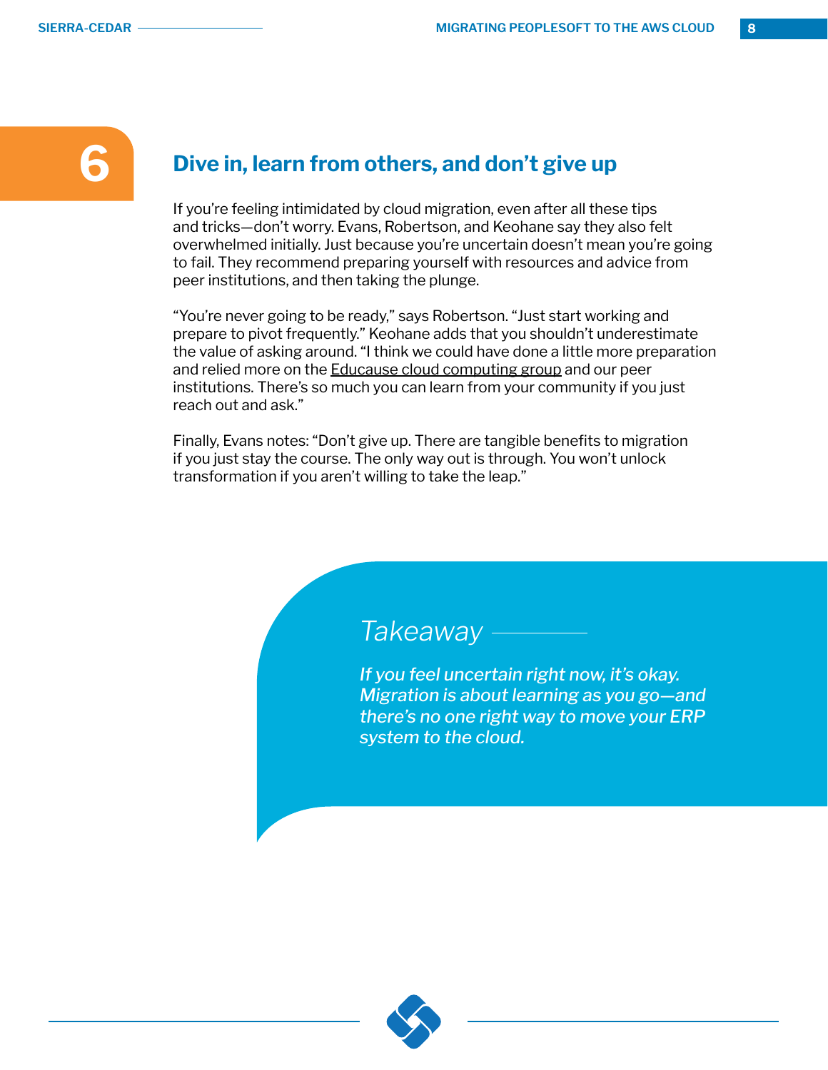## 6 Dive in, learn from others, and don't give up

If you're feeling intimidated by cloud migration, even after all these tips and tricks—don't worry. Evans, Robertson, and Keohane say they also felt overwhelmed initially. Just because you're uncertain doesn't mean you're going to fail. They recommend preparing yourself with resources and advice from peer institutions, and then taking the plunge.

"You're never going to be ready," says Robertson. "Just start working and prepare to pivot frequently." Keohane adds that you shouldn't underestimate the value of asking around. "I think we could have done a little more preparation and relied more on the Educause cloud computing group and our peer institutions. There's so much you can learn from your community if you just reach out and ask."

Finally, Evans notes: "Don't give up. There are tangible benefits to migration if you just stay the course. The only way out is through. You won't unlock transformation if you aren't willing to take the leap."

### *Takeaway*

*If you feel uncertain right now, it's okay. Migration is about learning as you go—and there's no one right way to move your ERP system to the cloud.*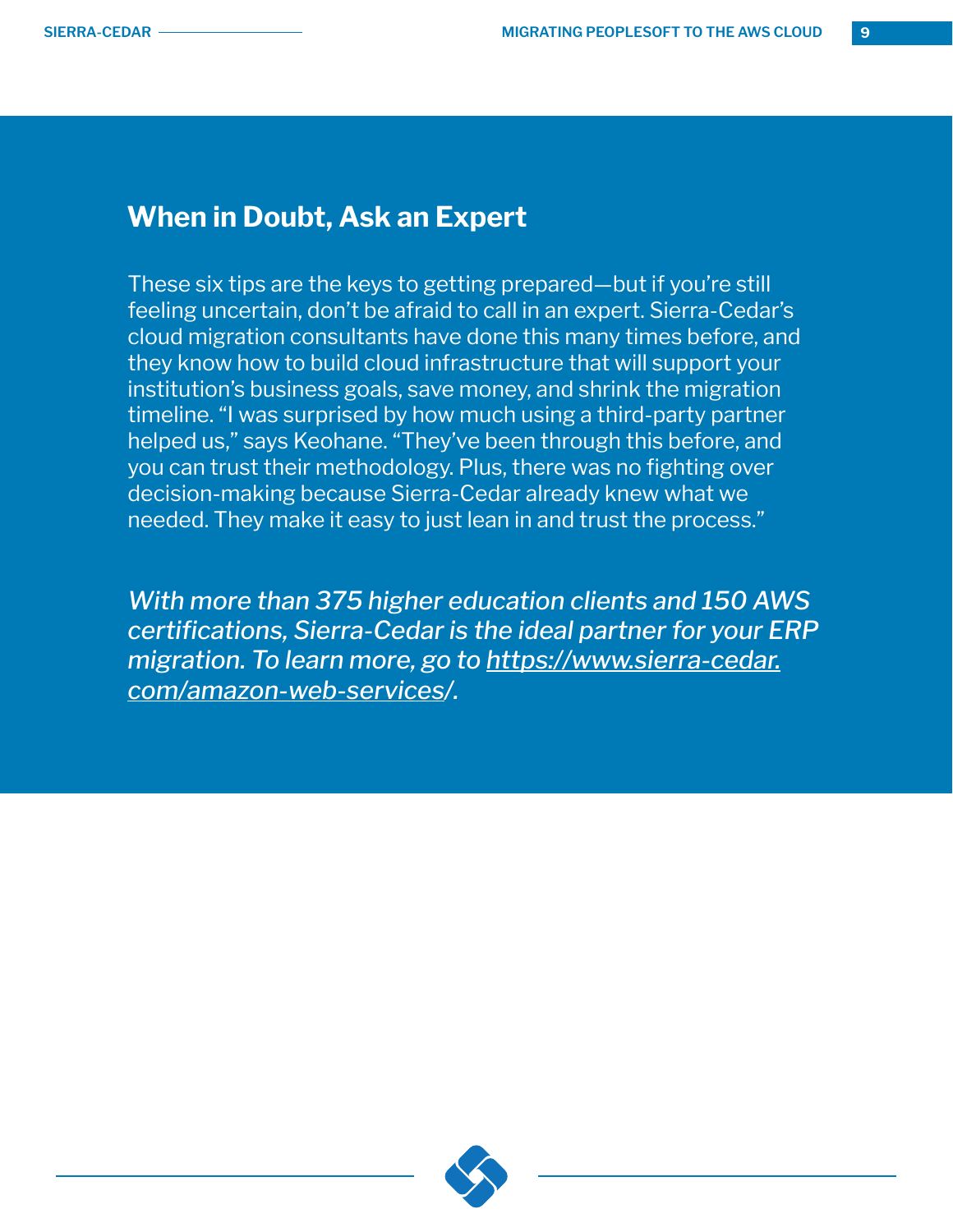## When in Doubt, Ask an Expert

These six tips are the keys to getting prepared—but if you're still feeling uncertain, don't be afraid to call in an expert. Sierra-Cedar's cloud migration consultants have done this many times before, and they know how to build cloud infrastructure that will support your institution's business goals, save money, and shrink the migration timeline. "I was surprised by how much using a third-party partner helped us," says Keohane. "They've been through this before, and you can trust their methodology. Plus, there was no fighting over decision-making because Sierra-Cedar already knew what we needed. They make it easy to just lean in and trust the process."

*With more than 375 higher education clients and 150 AWS certifications, Sierra-Cedar is the ideal partner for your ERP migration. To learn more, go to https://www.sierra-cedar.com/amazon-web-services/.*